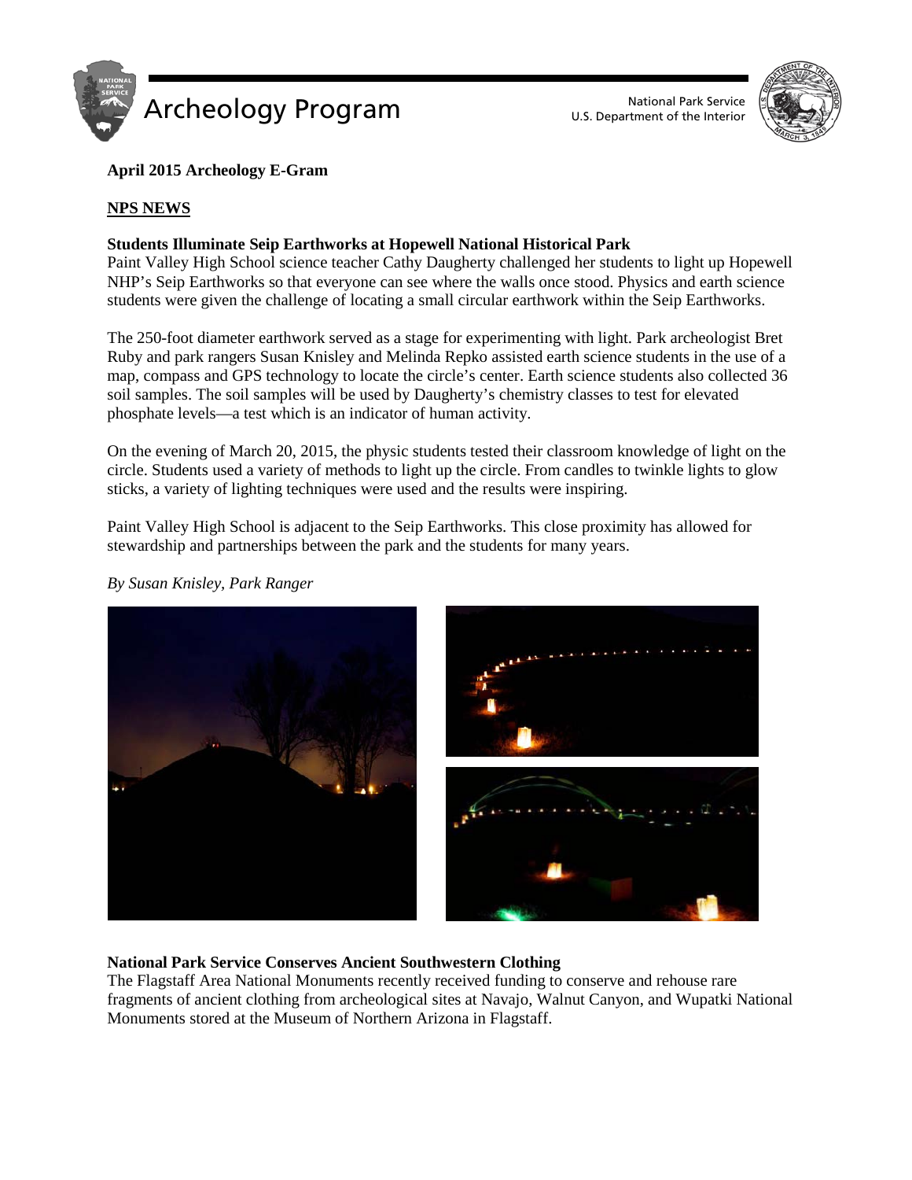Archeology Program

National Park Service
U.S. Department of the Interior

**April 2015 Archeology E-Gram**

## NPS NEWS

### Students Illuminate Seip Earthworks at Hopewell National Historical Park

Paint Valley High School science teacher Cathy Daugherty challenged her students to light up Hopewell NHP's Seip Earthworks so that everyone can see where the walls once stood. Physics and earth science students were given the challenge of locating a small circular earthwork within the Seip Earthworks.

The 250-foot diameter earthwork served as a stage for experimenting with light. Park archeologist Bret Ruby and park rangers Susan Knisley and Melinda Repko assisted earth science students in the use of a map, compass and GPS technology to locate the circle's center. Earth science students also collected 36 soil samples. The soil samples will be used by Daugherty's chemistry classes to test for elevated phosphate levels—a test which is an indicator of human activity.

On the evening of March 20, 2015, the physic students tested their classroom knowledge of light on the circle. Students used a variety of methods to light up the circle. From candles to twinkle lights to glow sticks, a variety of lighting techniques were used and the results were inspiring.

Paint Valley High School is adjacent to the Seip Earthworks. This close proximity has allowed for stewardship and partnerships between the park and the students for many years.

*By Susan Knisley, Park Ranger*

### National Park Service Conserves Ancient Southwestern Clothing

The Flagstaff Area National Monuments recently received funding to conserve and rehouse rare fragments of ancient clothing from archeological sites at Navajo, Walnut Canyon, and Wupatki National Monuments stored at the Museum of Northern Arizona in Flagstaff.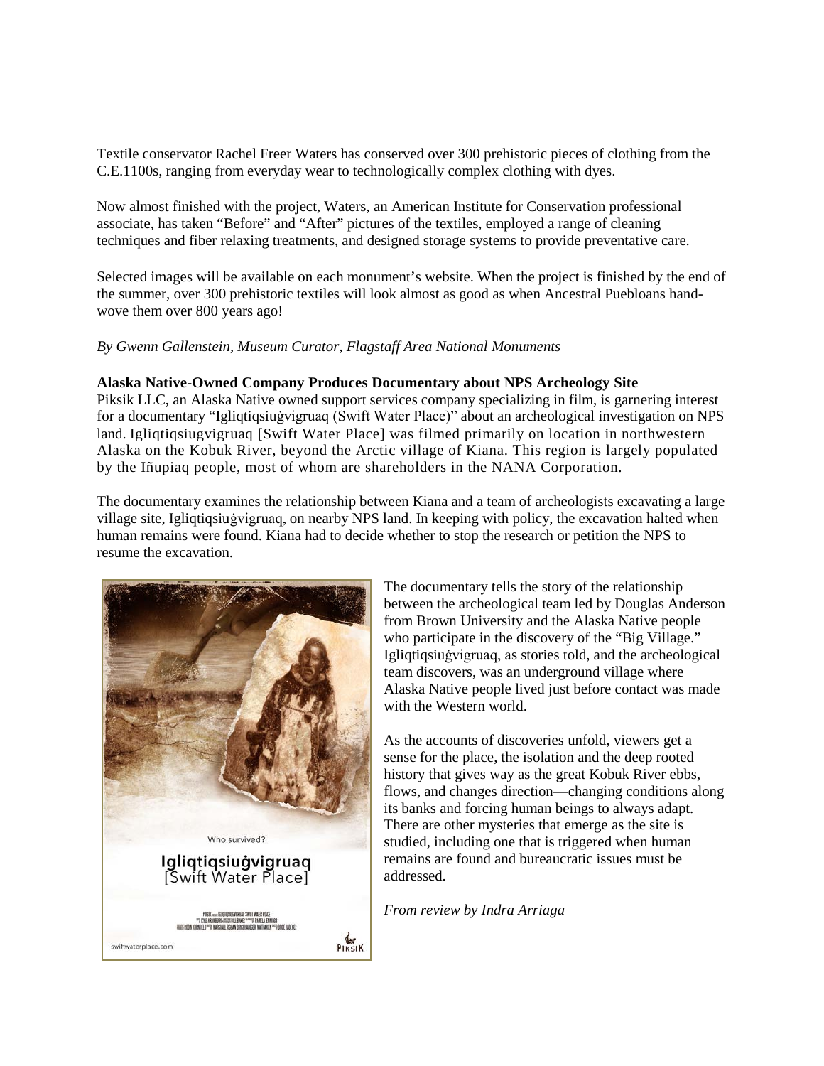Textile conservator Rachel Freer Waters has conserved over 300 prehistoric pieces of clothing from the C.E.1100s, ranging from everyday wear to technologically complex clothing with dyes.

Now almost finished with the project, Waters, an American Institute for Conservation professional associate, has taken "Before" and "After" pictures of the textiles, employed a range of cleaning techniques and fiber relaxing treatments, and designed storage systems to provide preventative care.

Selected images will be available on each monument's website. When the project is finished by the end of the summer, over 300 prehistoric textiles will look almost as good as when Ancestral Puebloans hand-wove them over 800 years ago!

*By Gwenn Gallenstein, Museum Curator, Flagstaff Area National Monuments*

**Alaska Native-Owned Company Produces Documentary about NPS Archeology Site**

Piksik LLC, an Alaska Native owned support services company specializing in film, is garnering interest for a documentary "Igliqtiqsiuġvigruaq (Swift Water Place)" about an archeological investigation on NPS land. Igliqtiqsiugvigruaq [Swift Water Place] was filmed primarily on location in northwestern Alaska on the Kobuk River, beyond the Arctic village of Kiana. This region is largely populated by the Iñupiaq people, most of whom are shareholders in the NANA Corporation.

The documentary examines the relationship between Kiana and a team of archeologists excavating a large village site, Igliqtiqsiuġvigruaq, on nearby NPS land. In keeping with policy, the excavation halted when human remains were found. Kiana had to decide whether to stop the research or petition the NPS to resume the excavation.

Who survived?

Igliqtiqsiuġvigruaq [Swift Water Place]

swiftwaterplace.com

PIKSIK

The documentary tells the story of the relationship between the archeological team led by Douglas Anderson from Brown University and the Alaska Native people who participate in the discovery of the "Big Village." Igliqtiqsiuġvigruaq, as stories told, and the archeological team discovers, was an underground village where Alaska Native people lived just before contact was made with the Western world.

As the accounts of discoveries unfold, viewers get a sense for the place, the isolation and the deep rooted history that gives way as the great Kobuk River ebbs, flows, and changes direction—changing conditions along its banks and forcing human beings to always adapt. There are other mysteries that emerge as the site is studied, including one that is triggered when human remains are found and bureaucratic issues must be addressed.

*From review by Indra Arriaga*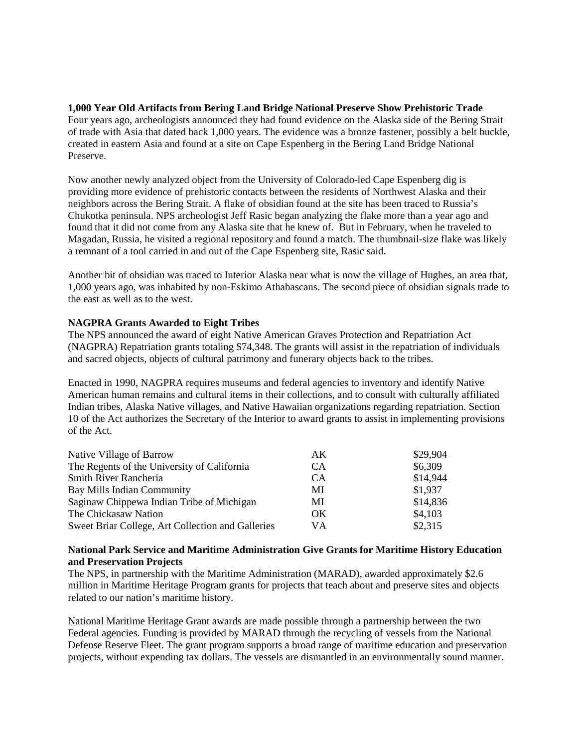**1,000 Year Old Artifacts from Bering Land Bridge National Preserve Show Prehistoric Trade**

Four years ago, archeologists announced they had found evidence on the Alaska side of the Bering Strait of trade with Asia that dated back 1,000 years. The evidence was a bronze fastener, possibly a belt buckle, created in eastern Asia and found at a site on Cape Espenberg in the Bering Land Bridge National Preserve.

Now another newly analyzed object from the University of Colorado-led Cape Espenberg dig is providing more evidence of prehistoric contacts between the residents of Northwest Alaska and their neighbors across the Bering Strait. A flake of obsidian found at the site has been traced to Russia's Chukotka peninsula. NPS archeologist Jeff Rasic began analyzing the flake more than a year ago and found that it did not come from any Alaska site that he knew of. But in February, when he traveled to Magadan, Russia, he visited a regional repository and found a match. The thumbnail-size flake was likely a remnant of a tool carried in and out of the Cape Espenberg site, Rasic said.

Another bit of obsidian was traced to Interior Alaska near what is now the village of Hughes, an area that, 1,000 years ago, was inhabited by non-Eskimo Athabascans. The second piece of obsidian signals trade to the east as well as to the west.

**NAGPRA Grants Awarded to Eight Tribes**

The NPS announced the award of eight Native American Graves Protection and Repatriation Act (NAGPRA) Repatriation grants totaling $74,348. The grants will assist in the repatriation of individuals and sacred objects, objects of cultural patrimony and funerary objects back to the tribes.

Enacted in 1990, NAGPRA requires museums and federal agencies to inventory and identify Native American human remains and cultural items in their collections, and to consult with culturally affiliated Indian tribes, Alaska Native villages, and Native Hawaiian organizations regarding repatriation. Section 10 of the Act authorizes the Secretary of the Interior to award grants to assist in implementing provisions of the Act.

| | | |
|---|---|---|
| Native Village of Barrow | AK | $29,904 |
| The Regents of the University of California | CA | $6,309 |
| Smith River Rancheria | CA | $14,944 |
| Bay Mills Indian Community | MI | $1,937 |
| Saginaw Chippewa Indian Tribe of Michigan | MI | $14,836 |
| The Chickasaw Nation | OK | $4,103 |
| Sweet Briar College, Art Collection and Galleries | VA | $2,315 |

**National Park Service and Maritime Administration Give Grants for Maritime History Education and Preservation Projects**

The NPS, in partnership with the Maritime Administration (MARAD), awarded approximately $2.6 million in Maritime Heritage Program grants for projects that teach about and preserve sites and objects related to our nation's maritime history.

National Maritime Heritage Grant awards are made possible through a partnership between the two Federal agencies. Funding is provided by MARAD through the recycling of vessels from the National Defense Reserve Fleet. The grant program supports a broad range of maritime education and preservation projects, without expending tax dollars. The vessels are dismantled in an environmentally sound manner.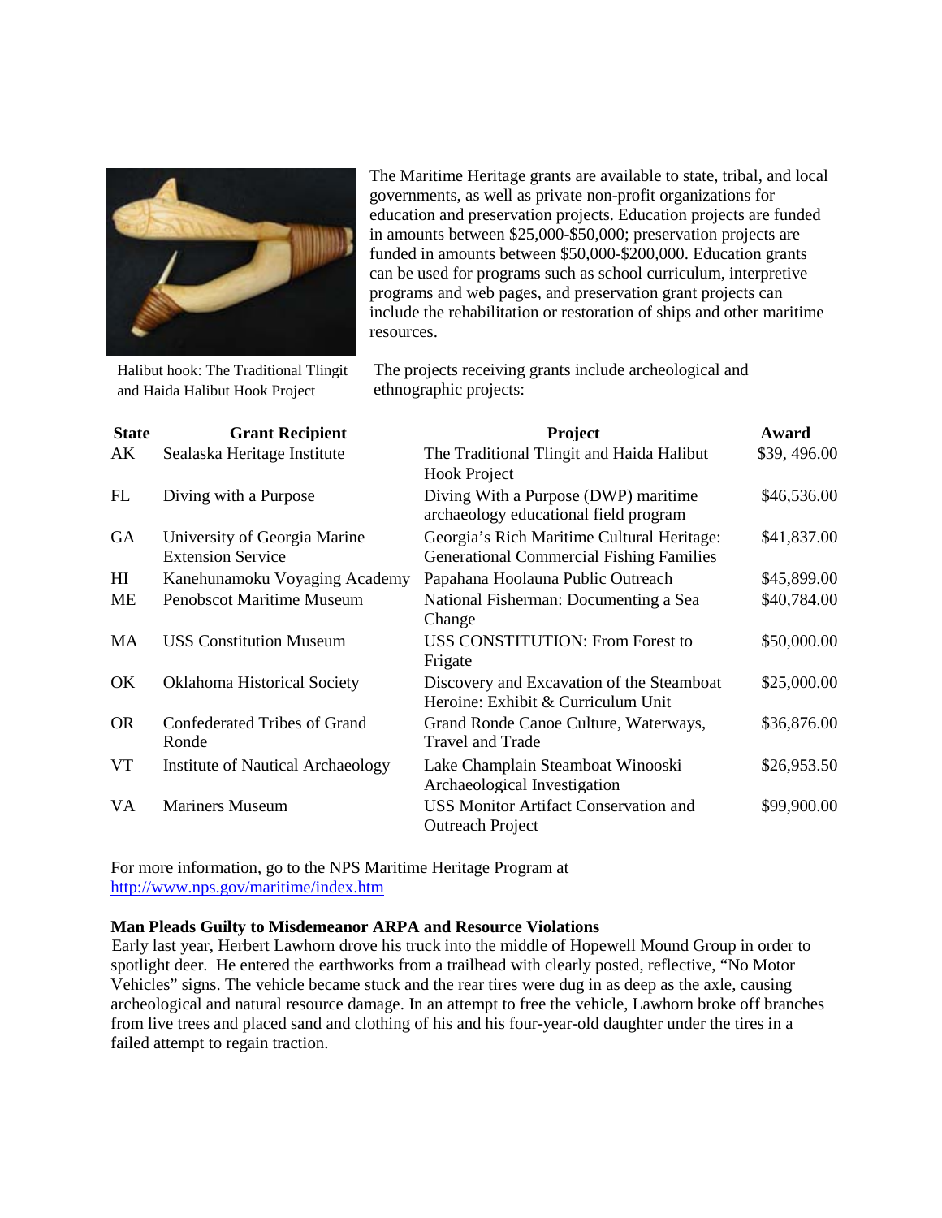The Maritime Heritage grants are available to state, tribal, and local governments, as well as private non-profit organizations for education and preservation projects. Education projects are funded in amounts between $25,000-$50,000; preservation projects are funded in amounts between $50,000-$200,000. Education grants can be used for programs such as school curriculum, interpretive programs and web pages, and preservation grant projects can include the rehabilitation or restoration of ships and other maritime resources.

Halibut hook: The Traditional Tlingit and Haida Halibut Hook Project

The projects receiving grants include archeological and ethnographic projects:

| State | Grant Recipient | Project | Award |
|---|---|---|---|
| AK | Sealaska Heritage Institute | The Traditional Tlingit and Haida Halibut Hook Project | $39, 496.00 |
| FL | Diving with a Purpose | Diving With a Purpose (DWP) maritime archaeology educational field program | $46,536.00 |
| GA | University of Georgia Marine Extension Service | Georgia's Rich Maritime Cultural Heritage: Generational Commercial Fishing Families | $41,837.00 |
| HI | Kanehunamoku Voyaging Academy | Papahana Hoolauna Public Outreach | $45,899.00 |
| ME | Penobscot Maritime Museum | National Fisherman: Documenting a Sea Change | $40,784.00 |
| MA | USS Constitution Museum | USS CONSTITUTION: From Forest to Frigate | $50,000.00 |
| OK | Oklahoma Historical Society | Discovery and Excavation of the Steamboat Heroine: Exhibit & Curriculum Unit | $25,000.00 |
| OR | Confederated Tribes of Grand Ronde | Grand Ronde Canoe Culture, Waterways, Travel and Trade | $36,876.00 |
| VT | Institute of Nautical Archaeology | Lake Champlain Steamboat Winooski Archaeological Investigation | $26,953.50 |
| VA | Mariners Museum | USS Monitor Artifact Conservation and Outreach Project | $99,900.00 |

For more information, go to the NPS Maritime Heritage Program at http://www.nps.gov/maritime/index.htm

**Man Pleads Guilty to Misdemeanor ARPA and Resource Violations**

Early last year, Herbert Lawhorn drove his truck into the middle of Hopewell Mound Group in order to spotlight deer. He entered the earthworks from a trailhead with clearly posted, reflective, "No Motor Vehicles" signs. The vehicle became stuck and the rear tires were dug in as deep as the axle, causing archeological and natural resource damage. In an attempt to free the vehicle, Lawhorn broke off branches from live trees and placed sand and clothing of his and his four-year-old daughter under the tires in a failed attempt to regain traction.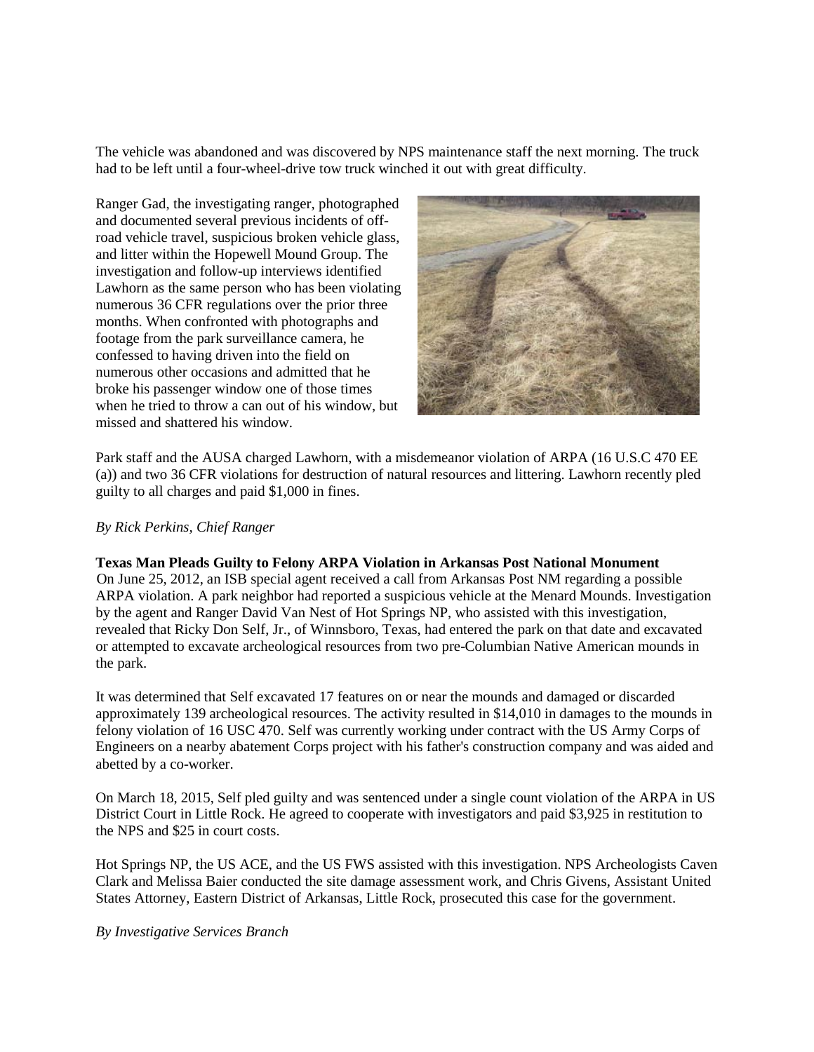The vehicle was abandoned and was discovered by NPS maintenance staff the next morning. The truck had to be left until a four-wheel-drive tow truck winched it out with great difficulty.

Ranger Gad, the investigating ranger, photographed and documented several previous incidents of off-road vehicle travel, suspicious broken vehicle glass, and litter within the Hopewell Mound Group. The investigation and follow-up interviews identified Lawhorn as the same person who has been violating numerous 36 CFR regulations over the prior three months. When confronted with photographs and footage from the park surveillance camera, he confessed to having driven into the field on numerous other occasions and admitted that he broke his passenger window one of those times when he tried to throw a can out of his window, but missed and shattered his window.

Park staff and the AUSA charged Lawhorn, with a misdemeanor violation of ARPA (16 U.S.C 470 EE (a)) and two 36 CFR violations for destruction of natural resources and littering. Lawhorn recently pled guilty to all charges and paid $1,000 in fines.

*By Rick Perkins, Chief Ranger*

**Texas Man Pleads Guilty to Felony ARPA Violation in Arkansas Post National Monument**

On June 25, 2012, an ISB special agent received a call from Arkansas Post NM regarding a possible ARPA violation. A park neighbor had reported a suspicious vehicle at the Menard Mounds. Investigation by the agent and Ranger David Van Nest of Hot Springs NP, who assisted with this investigation, revealed that Ricky Don Self, Jr., of Winnsboro, Texas, had entered the park on that date and excavated or attempted to excavate archeological resources from two pre-Columbian Native American mounds in the park.

It was determined that Self excavated 17 features on or near the mounds and damaged or discarded approximately 139 archeological resources. The activity resulted in $14,010 in damages to the mounds in felony violation of 16 USC 470. Self was currently working under contract with the US Army Corps of Engineers on a nearby abatement Corps project with his father's construction company and was aided and abetted by a co-worker.

On March 18, 2015, Self pled guilty and was sentenced under a single count violation of the ARPA in US District Court in Little Rock. He agreed to cooperate with investigators and paid $3,925 in restitution to the NPS and $25 in court costs.

Hot Springs NP, the US ACE, and the US FWS assisted with this investigation. NPS Archeologists Caven Clark and Melissa Baier conducted the site damage assessment work, and Chris Givens, Assistant United States Attorney, Eastern District of Arkansas, Little Rock, prosecuted this case for the government.

*By Investigative Services Branch*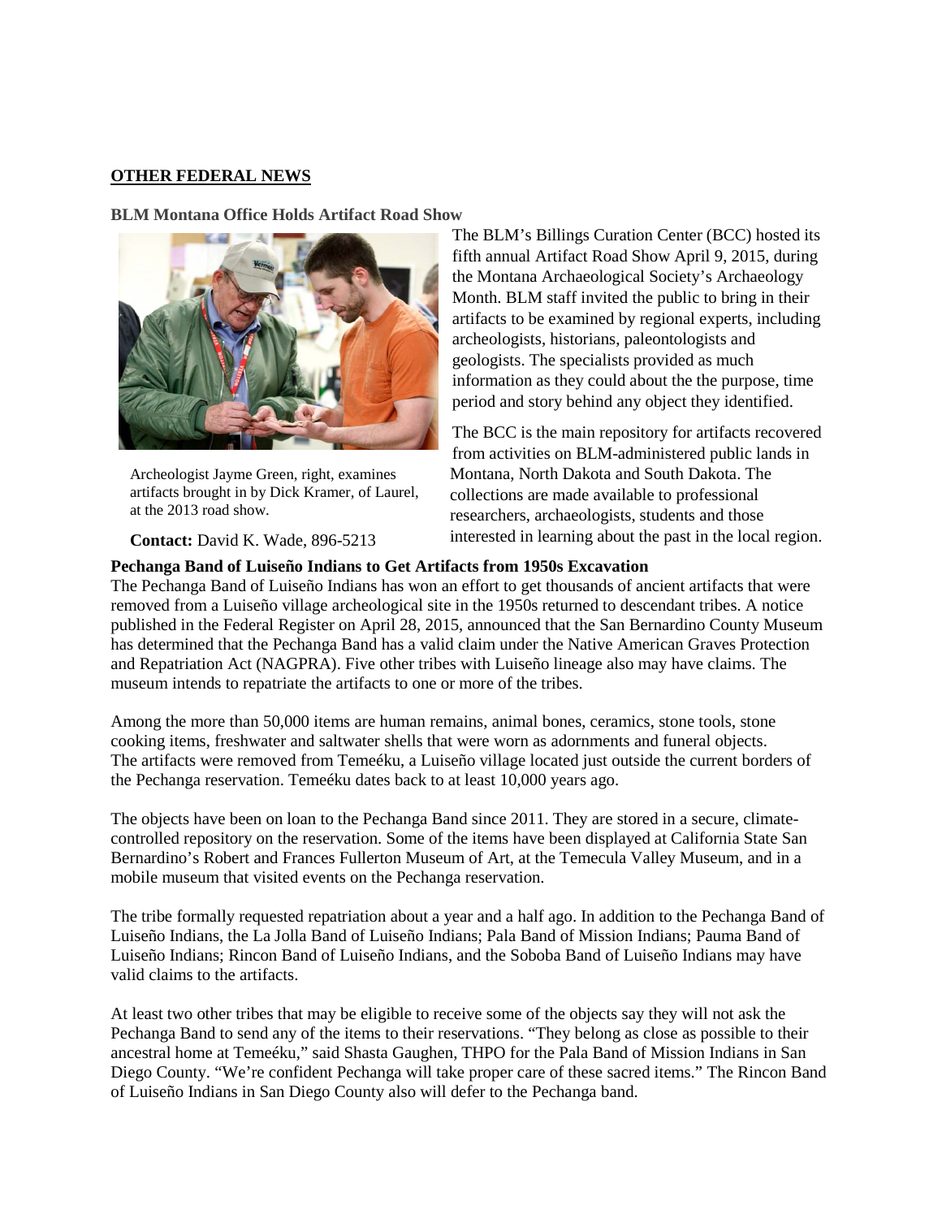## OTHER FEDERAL NEWS

### BLM Montana Office Holds Artifact Road Show

The BLM's Billings Curation Center (BCC) hosted its fifth annual Artifact Road Show April 9, 2015, during the Montana Archaeological Society's Archaeology Month. BLM staff invited the public to bring in their artifacts to be examined by regional experts, including archeologists, historians, paleontologists and geologists. The specialists provided as much information as they could about the the purpose, time period and story behind any object they identified.

The BCC is the main repository for artifacts recovered from activities on BLM-administered public lands in Montana, North Dakota and South Dakota. The collections are made available to professional researchers, archaeologists, students and those interested in learning about the past in the local region.

Archeologist Jayme Green, right, examines artifacts brought in by Dick Kramer, of Laurel, at the 2013 road show.

**Contact:** David K. Wade, 896-5213

### Pechanga Band of Luiseño Indians to Get Artifacts from 1950s Excavation

The Pechanga Band of Luiseño Indians has won an effort to get thousands of ancient artifacts that were removed from a Luiseño village archeological site in the 1950s returned to descendant tribes. A notice published in the Federal Register on April 28, 2015, announced that the San Bernardino County Museum has determined that the Pechanga Band has a valid claim under the Native American Graves Protection and Repatriation Act (NAGPRA). Five other tribes with Luiseño lineage also may have claims. The museum intends to repatriate the artifacts to one or more of the tribes.

Among the more than 50,000 items are human remains, animal bones, ceramics, stone tools, stone cooking items, freshwater and saltwater shells that were worn as adornments and funeral objects. The artifacts were removed from Temeéku, a Luiseño village located just outside the current borders of the Pechanga reservation. Temeéku dates back to at least 10,000 years ago.

The objects have been on loan to the Pechanga Band since 2011. They are stored in a secure, climate-controlled repository on the reservation. Some of the items have been displayed at California State San Bernardino's Robert and Frances Fullerton Museum of Art, at the Temecula Valley Museum, and in a mobile museum that visited events on the Pechanga reservation.

The tribe formally requested repatriation about a year and a half ago. In addition to the Pechanga Band of Luiseño Indians, the La Jolla Band of Luiseño Indians; Pala Band of Mission Indians; Pauma Band of Luiseño Indians; Rincon Band of Luiseño Indians, and the Soboba Band of Luiseño Indians may have valid claims to the artifacts.

At least two other tribes that may be eligible to receive some of the objects say they will not ask the Pechanga Band to send any of the items to their reservations. "They belong as close as possible to their ancestral home at Temeéku," said Shasta Gaughen, THPO for the Pala Band of Mission Indians in San Diego County. "We're confident Pechanga will take proper care of these sacred items." The Rincon Band of Luiseño Indians in San Diego County also will defer to the Pechanga band.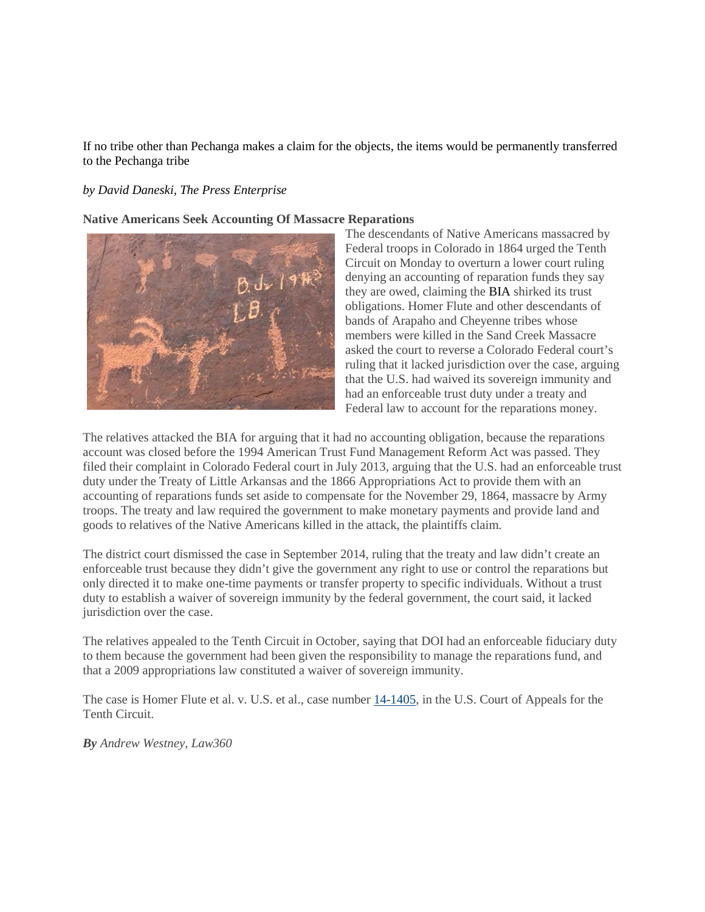If no tribe other than Pechanga makes a claim for the objects, the items would be permanently transferred to the Pechanga tribe

*by David Daneski, The Press Enterprise*

**Native Americans Seek Accounting Of Massacre Reparations**

The descendants of Native Americans massacred by Federal troops in Colorado in 1864 urged the Tenth Circuit on Monday to overturn a lower court ruling denying an accounting of reparation funds they say they are owed, claiming the BIA shirked its trust obligations. Homer Flute and other descendants of bands of Arapaho and Cheyenne tribes whose members were killed in the Sand Creek Massacre asked the court to reverse a Colorado Federal court's ruling that it lacked jurisdiction over the case, arguing that the U.S. had waived its sovereign immunity and had an enforceable trust duty under a treaty and Federal law to account for the reparations money.

The relatives attacked the BIA for arguing that it had no accounting obligation, because the reparations account was closed before the 1994 American Trust Fund Management Reform Act was passed. They filed their complaint in Colorado Federal court in July 2013, arguing that the U.S. had an enforceable trust duty under the Treaty of Little Arkansas and the 1866 Appropriations Act to provide them with an accounting of reparations funds set aside to compensate for the November 29, 1864, massacre by Army troops. The treaty and law required the government to make monetary payments and provide land and goods to relatives of the Native Americans killed in the attack, the plaintiffs claim.

The district court dismissed the case in September 2014, ruling that the treaty and law didn't create an enforceable trust because they didn't give the government any right to use or control the reparations but only directed it to make one-time payments or transfer property to specific individuals. Without a trust duty to establish a waiver of sovereign immunity by the federal government, the court said, it lacked jurisdiction over the case.

The relatives appealed to the Tenth Circuit in October, saying that DOI had an enforceable fiduciary duty to them because the government had been given the responsibility to manage the reparations fund, and that a 2009 appropriations law constituted a waiver of sovereign immunity.

The case is Homer Flute et al. v. U.S. et al., case number 14-1405, in the U.S. Court of Appeals for the Tenth Circuit.

***By** Andrew Westney, Law360*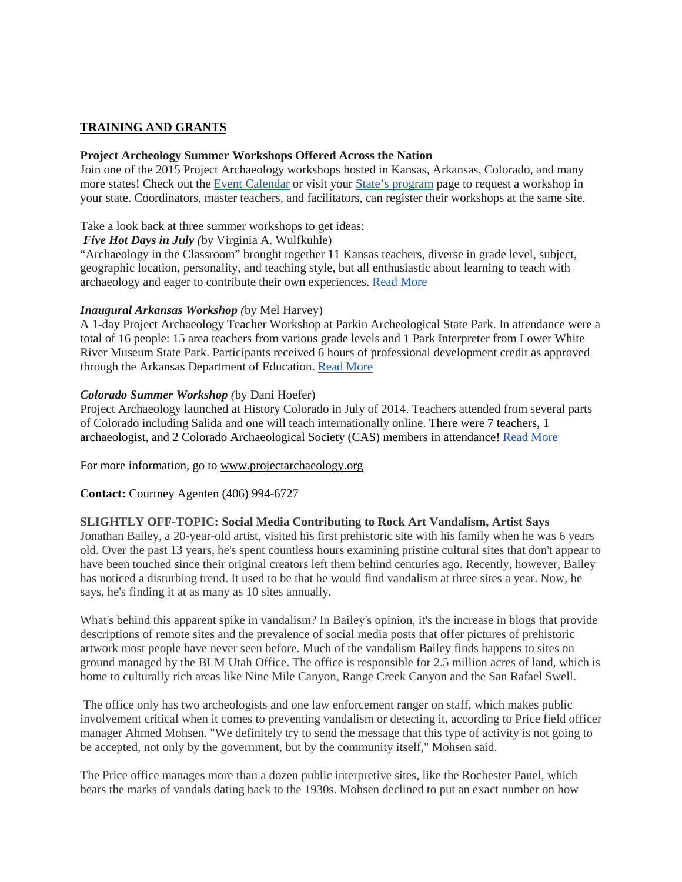## TRAINING AND GRANTS

**Project Archeology Summer Workshops Offered Across the Nation**
Join one of the 2015 Project Archaeology workshops hosted in Kansas, Arkansas, Colorado, and many more states! Check out the Event Calendar or visit your State's program page to request a workshop in your state. Coordinators, master teachers, and facilitators, can register their workshops at the same site.

Take a look back at three summer workshops to get ideas:
***Five Hot Days in July*** *(*by Virginia A. Wulfkuhle)
"Archaeology in the Classroom" brought together 11 Kansas teachers, diverse in grade level, subject, geographic location, personality, and teaching style, but all enthusiastic about learning to teach with archaeology and eager to contribute their own experiences. Read More

***Inaugural Arkansas Workshop*** *(*by Mel Harvey)
A 1-day Project Archaeology Teacher Workshop at Parkin Archeological State Park. In attendance were a total of 16 people: 15 area teachers from various grade levels and 1 Park Interpreter from Lower White River Museum State Park. Participants received 6 hours of professional development credit as approved through the Arkansas Department of Education. Read More

***Colorado Summer Workshop*** *(*by Dani Hoefer)
Project Archaeology launched at History Colorado in July of 2014. Teachers attended from several parts of Colorado including Salida and one will teach internationally online. There were 7 teachers, 1 archaeologist, and 2 Colorado Archaeological Society (CAS) members in attendance! Read More

For more information, go to www.projectarchaeology.org

**Contact:** Courtney Agenten (406) 994-6727

**SLIGHTLY OFF-TOPIC: Social Media Contributing to Rock Art Vandalism, Artist Says**
Jonathan Bailey, a 20-year-old artist, visited his first prehistoric site with his family when he was 6 years old. Over the past 13 years, he's spent countless hours examining pristine cultural sites that don't appear to have been touched since their original creators left them behind centuries ago. Recently, however, Bailey has noticed a disturbing trend. It used to be that he would find vandalism at three sites a year. Now, he says, he's finding it at as many as 10 sites annually.

What's behind this apparent spike in vandalism? In Bailey's opinion, it's the increase in blogs that provide descriptions of remote sites and the prevalence of social media posts that offer pictures of prehistoric artwork most people have never seen before. Much of the vandalism Bailey finds happens to sites on ground managed by the BLM Utah Office. The office is responsible for 2.5 million acres of land, which is home to culturally rich areas like Nine Mile Canyon, Range Creek Canyon and the San Rafael Swell.

The office only has two archeologists and one law enforcement ranger on staff, which makes public involvement critical when it comes to preventing vandalism or detecting it, according to Price field officer manager Ahmed Mohsen. "We definitely try to send the message that this type of activity is not going to be accepted, not only by the government, but by the community itself," Mohsen said.

The Price office manages more than a dozen public interpretive sites, like the Rochester Panel, which bears the marks of vandals dating back to the 1930s. Mohsen declined to put an exact number on how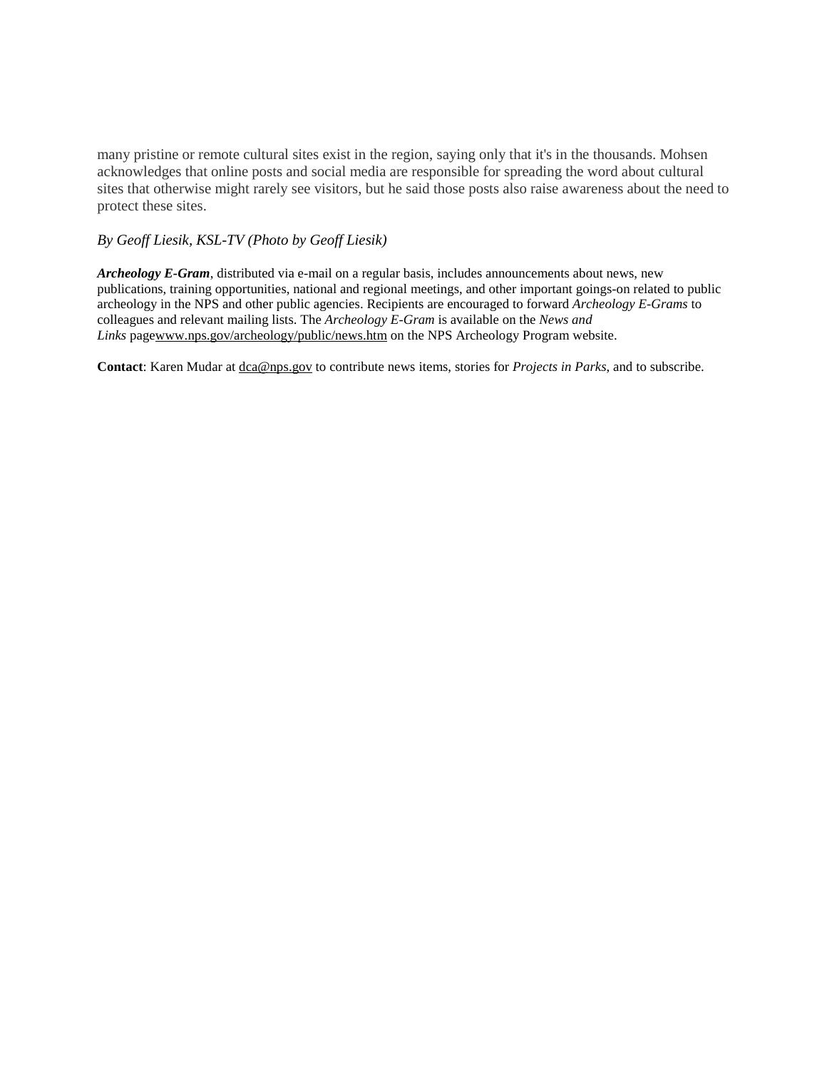many pristine or remote cultural sites exist in the region, saying only that it's in the thousands. Mohsen acknowledges that online posts and social media are responsible for spreading the word about cultural sites that otherwise might rarely see visitors, but he said those posts also raise awareness about the need to protect these sites.

*By Geoff Liesik, KSL-TV (Photo by Geoff Liesik)*

***Archeology E-Gram***, distributed via e-mail on a regular basis, includes announcements about news, new publications, training opportunities, national and regional meetings, and other important goings-on related to public archeology in the NPS and other public agencies. Recipients are encouraged to forward *Archeology E-Grams* to colleagues and relevant mailing lists. The *Archeology E-Gram* is available on the *News and Links* pagewww.nps.gov/archeology/public/news.htm on the NPS Archeology Program website.

**Contact**: Karen Mudar at dca@nps.gov to contribute news items, stories for *Projects in Parks*, and to subscribe.